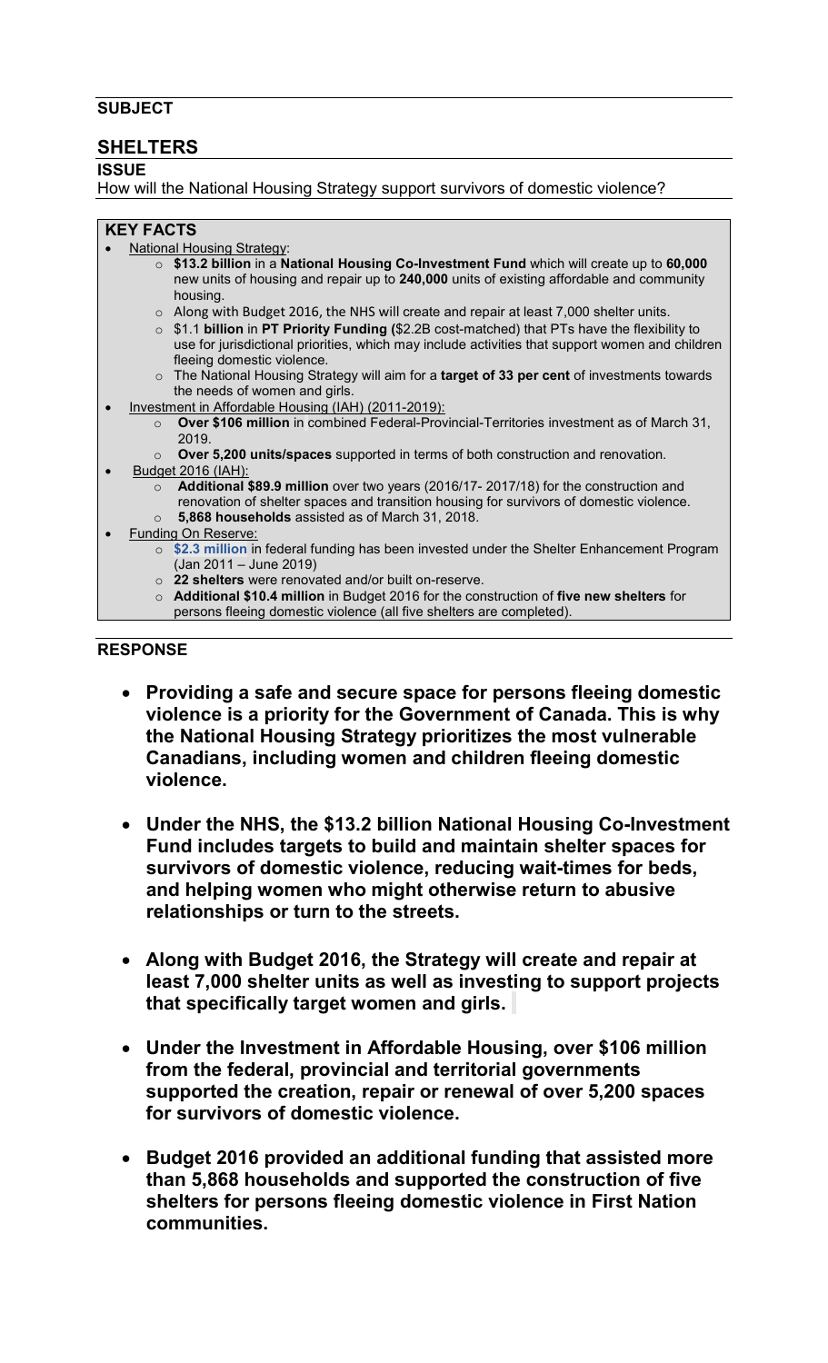**SUBJECT**

## SHELTERS

**ISSUE**

How will the National Housing Strategy support survivors of domestic violence?

**KEY FACTS**

- National Housing Strategy:
  - **$13.2 billion** in a **National Housing Co-Investment Fund** which will create up to **60,000** new units of housing and repair up to **240,000** units of existing affordable and community housing.
  - Along with Budget 2016, the NHS will create and repair at least 7,000 shelter units.
  - $1.1 **billion** in **PT Priority Funding (**$2.2B cost-matched) that PTs have the flexibility to use for jurisdictional priorities, which may include activities that support women and children fleeing domestic violence.
  - The National Housing Strategy will aim for a **target of 33 per cent** of investments towards the needs of women and girls.
- Investment in Affordable Housing (IAH) (2011-2019):
  - **Over $106 million** in combined Federal-Provincial-Territories investment as of March 31, 2019.
  - **Over 5,200 units/spaces** supported in terms of both construction and renovation.
- Budget 2016 (IAH):
  - **Additional $89.9 million** over two years (2016/17- 2017/18) for the construction and renovation of shelter spaces and transition housing for survivors of domestic violence.
  - **5,868 households** assisted as of March 31, 2018.
- Funding On Reserve:
  - **$2.3 million** in federal funding has been invested under the Shelter Enhancement Program (Jan 2011 – June 2019)
  - **22 shelters** were renovated and/or built on-reserve.
  - **Additional $10.4 million** in Budget 2016 for the construction of **five new shelters** for persons fleeing domestic violence (all five shelters are completed).

**RESPONSE**

- **Providing a safe and secure space for persons fleeing domestic violence is a priority for the Government of Canada. This is why the National Housing Strategy prioritizes the most vulnerable Canadians, including women and children fleeing domestic violence.**
- **Under the NHS, the $13.2 billion National Housing Co-Investment Fund includes targets to build and maintain shelter spaces for survivors of domestic violence, reducing wait-times for beds, and helping women who might otherwise return to abusive relationships or turn to the streets.**
- **Along with Budget 2016, the Strategy will create and repair at least 7,000 shelter units as well as investing to support projects that specifically target women and girls.**
- **Under the Investment in Affordable Housing, over $106 million from the federal, provincial and territorial governments supported the creation, repair or renewal of over 5,200 spaces for survivors of domestic violence.**
- **Budget 2016 provided an additional funding that assisted more than 5,868 households and supported the construction of five shelters for persons fleeing domestic violence in First Nation communities.**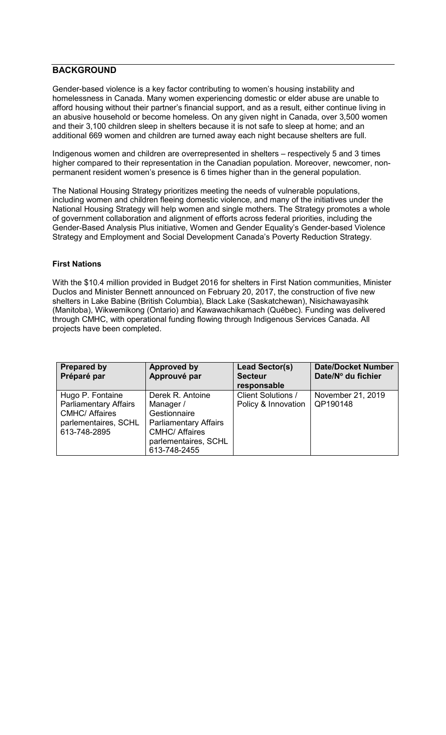## BACKGROUND

Gender-based violence is a key factor contributing to women's housing instability and homelessness in Canada. Many women experiencing domestic or elder abuse are unable to afford housing without their partner's financial support, and as a result, either continue living in an abusive household or become homeless. On any given night in Canada, over 3,500 women and their 3,100 children sleep in shelters because it is not safe to sleep at home; and an additional 669 women and children are turned away each night because shelters are full.

Indigenous women and children are overrepresented in shelters – respectively 5 and 3 times higher compared to their representation in the Canadian population. Moreover, newcomer, non-permanent resident women's presence is 6 times higher than in the general population.

The National Housing Strategy prioritizes meeting the needs of vulnerable populations, including women and children fleeing domestic violence, and many of the initiatives under the National Housing Strategy will help women and single mothers. The Strategy promotes a whole of government collaboration and alignment of efforts across federal priorities, including the Gender-Based Analysis Plus initiative, Women and Gender Equality's Gender-based Violence Strategy and Employment and Social Development Canada's Poverty Reduction Strategy.

### First Nations

With the $10.4 million provided in Budget 2016 for shelters in First Nation communities, Minister Duclos and Minister Bennett announced on February 20, 2017, the construction of five new shelters in Lake Babine (British Columbia), Black Lake (Saskatchewan), Nisichawayasihk (Manitoba), Wikwemikong (Ontario) and Kawawachikamach (Québec). Funding was delivered through CMHC, with operational funding flowing through Indigenous Services Canada. All projects have been completed.

| **Prepared by Préparé par** | **Approved by Approuvé par** | **Lead Sector(s) Secteur responsable** | **Date/Docket Number Date/N° du fichier** |
|---|---|---|---|
| Hugo P. Fontaine Parliamentary Affairs CMHC/ Affaires parlementaires, SCHL 613-748-2895 | Derek R. Antoine Manager / Gestionnaire Parliamentary Affairs CMHC/ Affaires parlementaires, SCHL 613-748-2455 | Client Solutions / Policy & Innovation | November 21, 2019 QP190148 |